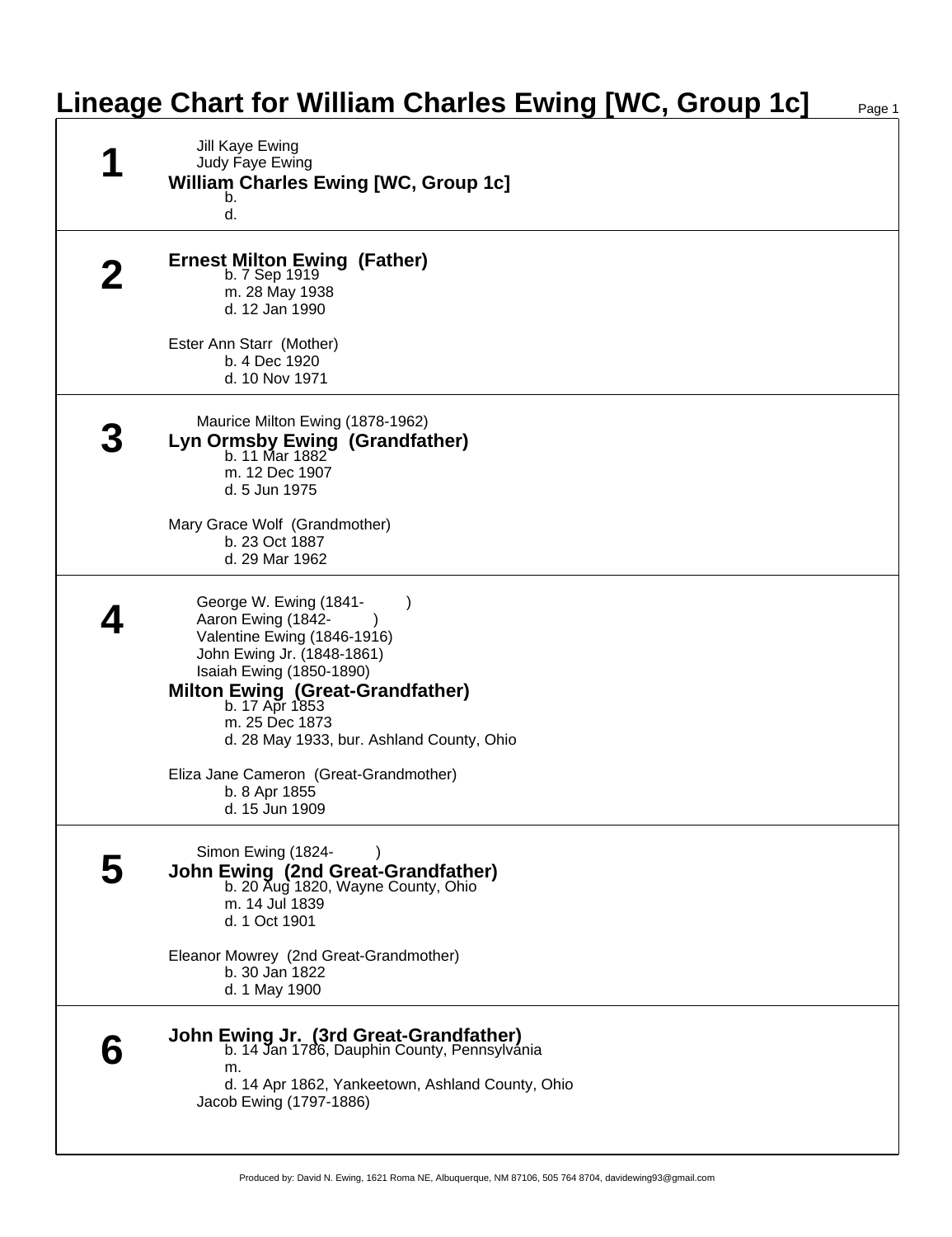# Lineage Chart for William Charles Ewing [WC, Group 1c]

## 1

Jill Kaye Ewing
Judy Faye Ewing

**William Charles Ewing [WC, Group 1c]**
b.
d.

## 2

**Ernest Milton Ewing (Father)**
b. 7 Sep 1919
m. 28 May 1938
d. 12 Jan 1990

Ester Ann Starr (Mother)
b. 4 Dec 1920
d. 10 Nov 1971

## 3

Maurice Milton Ewing (1878-1962)

**Lyn Ormsby Ewing (Grandfather)**
b. 11 Mar 1882
m. 12 Dec 1907
d. 5 Jun 1975

Mary Grace Wolf (Grandmother)
b. 23 Oct 1887
d. 29 Mar 1962

## 4

George W. Ewing (1841- )
Aaron Ewing (1842- )
Valentine Ewing (1846-1916)
John Ewing Jr. (1848-1861)
Isaiah Ewing (1850-1890)

**Milton Ewing (Great-Grandfather)**
b. 17 Apr 1853
m. 25 Dec 1873
d. 28 May 1933, bur. Ashland County, Ohio

Eliza Jane Cameron (Great-Grandmother)
b. 8 Apr 1855
d. 15 Jun 1909

## 5

Simon Ewing (1824- )

**John Ewing (2nd Great-Grandfather)**
b. 20 Aug 1820, Wayne County, Ohio
m. 14 Jul 1839
d. 1 Oct 1901

Eleanor Mowrey (2nd Great-Grandmother)
b. 30 Jan 1822
d. 1 May 1900

## 6

**John Ewing Jr. (3rd Great-Grandfather)**
b. 14 Jan 1786, Dauphin County, Pennsylvania
m.
d. 14 Apr 1862, Yankeetown, Ashland County, Ohio

Jacob Ewing (1797-1886)

Produced by: David N. Ewing, 1621 Roma NE, Albuquerque, NM 87106, 505 764 8704, davidewing93@gmail.com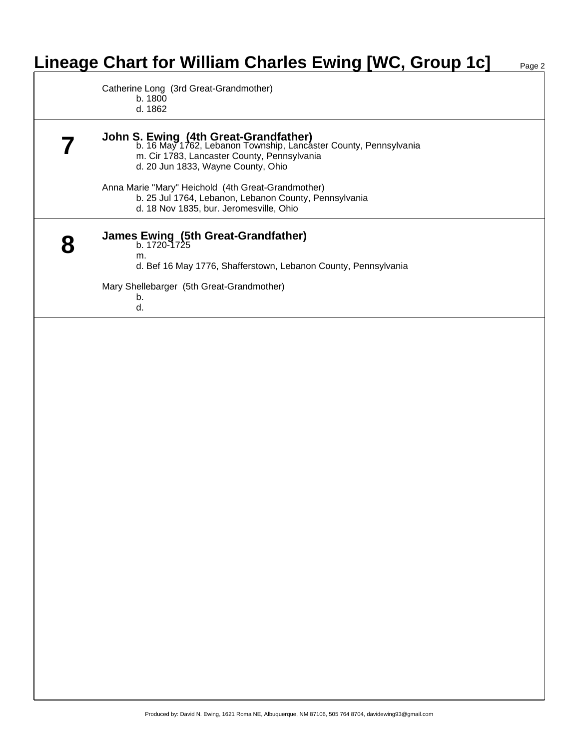# Lineage Chart for William Charles Ewing [WC, Group 1c]

Catherine Long (3rd Great-Grandmother)
- b. 1800
- d. 1862

---

## 7

**John S. Ewing (4th Great-Grandfather)**
- b. 16 May 1762, Lebanon Township, Lancaster County, Pennsylvania
- m. Cir 1783, Lancaster County, Pennsylvania
- d. 20 Jun 1833, Wayne County, Ohio

Anna Marie "Mary" Heichold (4th Great-Grandmother)
- b. 25 Jul 1764, Lebanon, Lebanon County, Pennsylvania
- d. 18 Nov 1835, bur. Jeromesville, Ohio

---

## 8

**James Ewing (5th Great-Grandfather)**
- b. 1720-1725
- m.
- d. Bef 16 May 1776, Shafferstown, Lebanon County, Pennsylvania

Mary Shellebarger (5th Great-Grandmother)
- b.
- d.

---

Produced by: David N. Ewing, 1621 Roma NE, Albuquerque, NM 87106, 505 764 8704, davidewing93@gmail.com